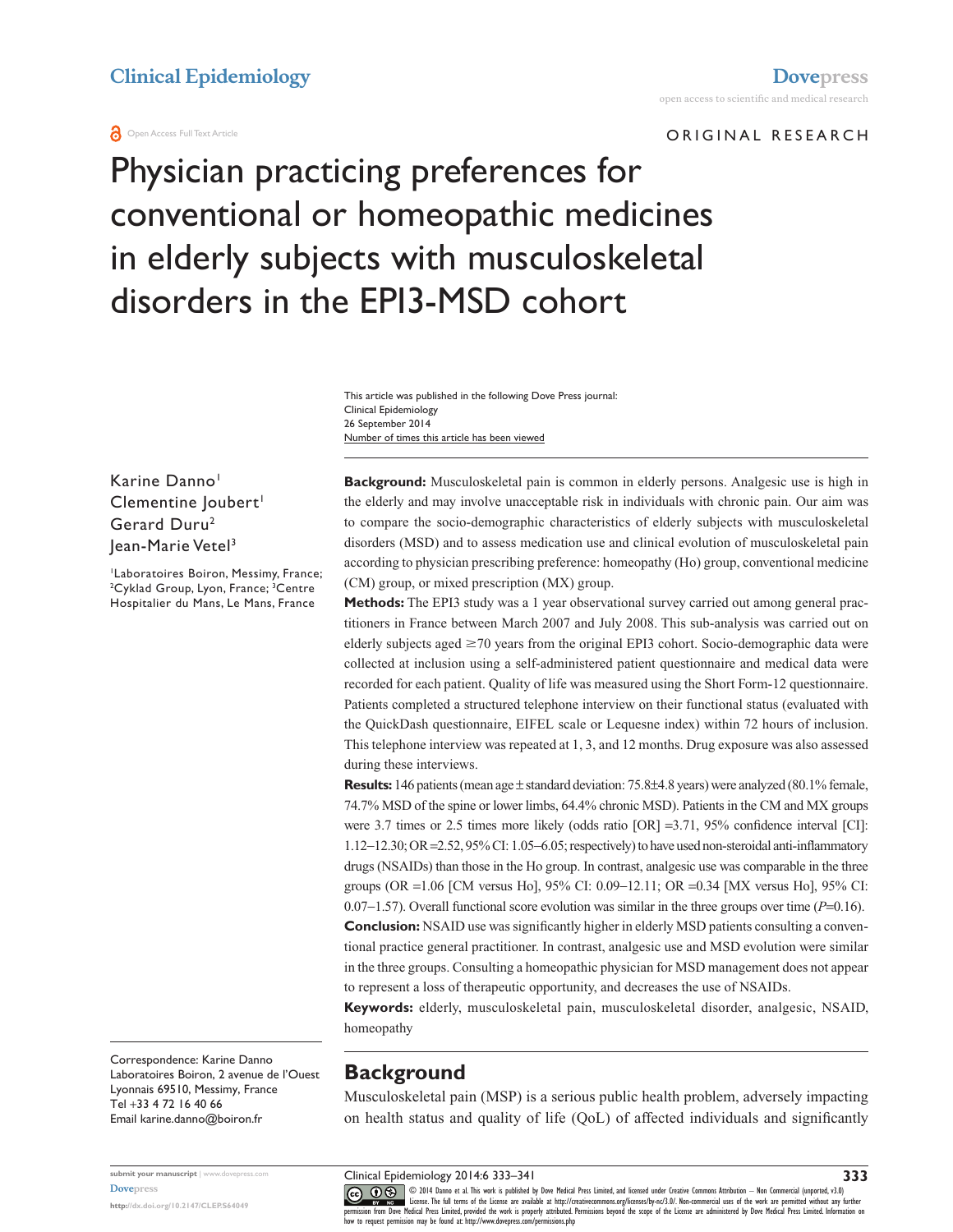Clinical Epidemiology

Dovepress

open access to scientific and medical research

Open Access Full Text Article

ORIGINAL RESEARCH

# Physician practicing preferences for conventional or homeopathic medicines in elderly subjects with musculoskeletal disorders in the EPI3-MSD cohort

This article was published in the following Dove Press journal:
Clinical Epidemiology
26 September 2014
Number of times this article has been viewed

Karine Danno[1]
Clementine Joubert[1]
Gerard Duru[2]
Jean-Marie Vetel[3]

[1]Laboratoires Boiron, Messimy, France; [2]Cyklad Group, Lyon, France; [3]Centre Hospitalier du Mans, Le Mans, France

Correspondence: Karine Danno
Laboratoires Boiron, 2 avenue de l'Ouest Lyonnais 69510, Messimy, France
Tel +33 4 72 16 40 66
Email karine.danno@boiron.fr

**Background:** Musculoskeletal pain is common in elderly persons. Analgesic use is high in the elderly and may involve unacceptable risk in individuals with chronic pain. Our aim was to compare the socio-demographic characteristics of elderly subjects with musculoskeletal disorders (MSD) and to assess medication use and clinical evolution of musculoskeletal pain according to physician prescribing preference: homeopathy (Ho) group, conventional medicine (CM) group, or mixed prescription (MX) group.

**Methods:** The EPI3 study was a 1 year observational survey carried out among general practitioners in France between March 2007 and July 2008. This sub-analysis was carried out on elderly subjects aged ≥70 years from the original EPI3 cohort. Socio-demographic data were collected at inclusion using a self-administered patient questionnaire and medical data were recorded for each patient. Quality of life was measured using the Short Form-12 questionnaire. Patients completed a structured telephone interview on their functional status (evaluated with the QuickDash questionnaire, EIFEL scale or Lequesne index) within 72 hours of inclusion. This telephone interview was repeated at 1, 3, and 12 months. Drug exposure was also assessed during these interviews.

**Results:** 146 patients (mean age ± standard deviation: 75.8±4.8 years) were analyzed (80.1% female, 74.7% MSD of the spine or lower limbs, 64.4% chronic MSD). Patients in the CM and MX groups were 3.7 times or 2.5 times more likely (odds ratio [OR] =3.71, 95% confidence interval [CI]: 1.12–12.30; OR =2.52, 95% CI: 1.05–6.05; respectively) to have used non-steroidal anti-inflammatory drugs (NSAIDs) than those in the Ho group. In contrast, analgesic use was comparable in the three groups (OR =1.06 [CM versus Ho], 95% CI: 0.09–12.11; OR =0.34 [MX versus Ho], 95% CI: 0.07–1.57). Overall functional score evolution was similar in the three groups over time ($P$=0.16).

**Conclusion:** NSAID use was significantly higher in elderly MSD patients consulting a conventional practice general practitioner. In contrast, analgesic use and MSD evolution were similar in the three groups. Consulting a homeopathic physician for MSD management does not appear to represent a loss of therapeutic opportunity, and decreases the use of NSAIDs.

**Keywords:** elderly, musculoskeletal pain, musculoskeletal disorder, analgesic, NSAID, homeopathy

## Background

Musculoskeletal pain (MSP) is a serious public health problem, adversely impacting on health status and quality of life (QoL) of affected individuals and significantly

http://dx.doi.org/10.2147/CLEP.S64049

© 2014 Danno et al. This work is published by Dove Medical Press Limited, and licensed under Creative Commons Attribution – Non Commercial (unported, v3.0) License. The full terms of the License are available at http://creativecommons.org/licenses/by-nc/3.0/. Non-commercial uses of the work are permitted without any further permission from Dove Medical Press Limited, provided the work is properly attributed. Permissions beyond the scope of the License are administered by Dove Medical Press Limited. Information on how to request permission may be found at: http://www.dovepress.com/permissions.php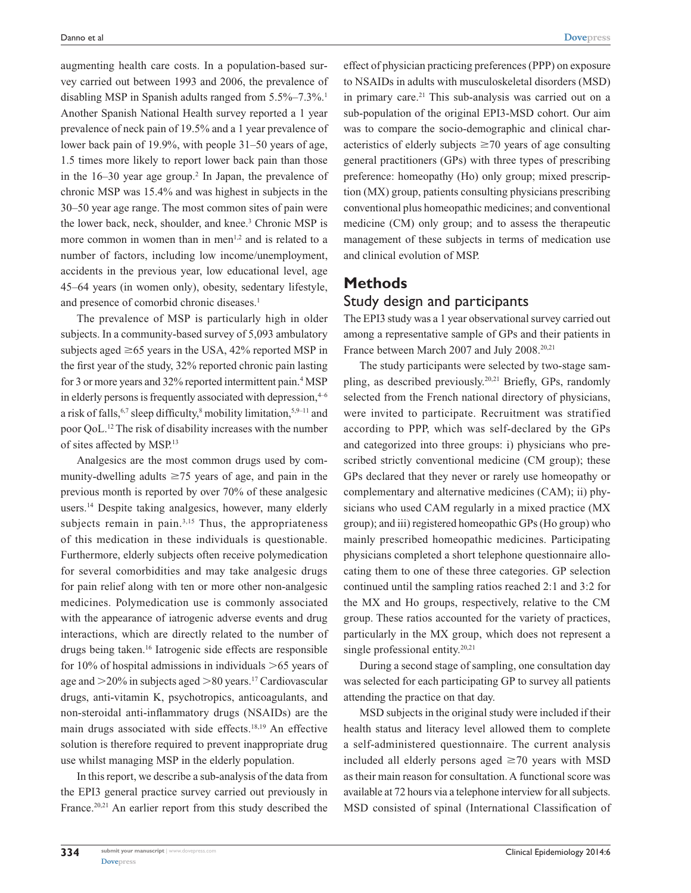augmenting health care costs. In a population-based survey carried out between 1993 and 2006, the prevalence of disabling MSP in Spanish adults ranged from 5.5%–7.3%.[1] Another Spanish National Health survey reported a 1 year prevalence of neck pain of 19.5% and a 1 year prevalence of lower back pain of 19.9%, with people 31–50 years of age, 1.5 times more likely to report lower back pain than those in the 16–30 year age group.[2] In Japan, the prevalence of chronic MSP was 15.4% and was highest in subjects in the 30–50 year age range. The most common sites of pain were the lower back, neck, shoulder, and knee.[3] Chronic MSP is more common in women than in men[1,2] and is related to a number of factors, including low income/unemployment, accidents in the previous year, low educational level, age 45–64 years (in women only), obesity, sedentary lifestyle, and presence of comorbid chronic diseases.[1]

The prevalence of MSP is particularly high in older subjects. In a community-based survey of 5,093 ambulatory subjects aged ≥65 years in the USA, 42% reported MSP in the first year of the study, 32% reported chronic pain lasting for 3 or more years and 32% reported intermittent pain.[4] MSP in elderly persons is frequently associated with depression,[4–6] a risk of falls,[6,7] sleep difficulty,[8] mobility limitation,[5,9–11] and poor QoL.[12] The risk of disability increases with the number of sites affected by MSP.[13]

Analgesics are the most common drugs used by community-dwelling adults ≥75 years of age, and pain in the previous month is reported by over 70% of these analgesic users.[14] Despite taking analgesics, however, many elderly subjects remain in pain.[3,15] Thus, the appropriateness of this medication in these individuals is questionable. Furthermore, elderly subjects often receive polymedication for several comorbidities and may take analgesic drugs for pain relief along with ten or more other non-analgesic medicines. Polymedication use is commonly associated with the appearance of iatrogenic adverse events and drug interactions, which are directly related to the number of drugs being taken.[16] Iatrogenic side effects are responsible for 10% of hospital admissions in individuals >65 years of age and >20% in subjects aged >80 years.[17] Cardiovascular drugs, anti-vitamin K, psychotropics, anticoagulants, and non-steroidal anti-inflammatory drugs (NSAIDs) are the main drugs associated with side effects.[18,19] An effective solution is therefore required to prevent inappropriate drug use whilst managing MSP in the elderly population.

In this report, we describe a sub-analysis of the data from the EPI3 general practice survey carried out previously in France.[20,21] An earlier report from this study described the effect of physician practicing preferences (PPP) on exposure to NSAIDs in adults with musculoskeletal disorders (MSD) in primary care.[21] This sub-analysis was carried out on a sub-population of the original EPI3-MSD cohort. Our aim was to compare the socio-demographic and clinical characteristics of elderly subjects ≥70 years of age consulting general practitioners (GPs) with three types of prescribing preference: homeopathy (Ho) only group; mixed prescription (MX) group, patients consulting physicians prescribing conventional plus homeopathic medicines; and conventional medicine (CM) only group; and to assess the therapeutic management of these subjects in terms of medication use and clinical evolution of MSP.

# Methods

## Study design and participants

The EPI3 study was a 1 year observational survey carried out among a representative sample of GPs and their patients in France between March 2007 and July 2008.[20,21]

The study participants were selected by two-stage sampling, as described previously.[20,21] Briefly, GPs, randomly selected from the French national directory of physicians, were invited to participate. Recruitment was stratified according to PPP, which was self-declared by the GPs and categorized into three groups: i) physicians who prescribed strictly conventional medicine (CM group); these GPs declared that they never or rarely use homeopathy or complementary and alternative medicines (CAM); ii) physicians who used CAM regularly in a mixed practice (MX group); and iii) registered homeopathic GPs (Ho group) who mainly prescribed homeopathic medicines. Participating physicians completed a short telephone questionnaire allocating them to one of these three categories. GP selection continued until the sampling ratios reached 2:1 and 3:2 for the MX and Ho groups, respectively, relative to the CM group. These ratios accounted for the variety of practices, particularly in the MX group, which does not represent a single professional entity.[20,21]

During a second stage of sampling, one consultation day was selected for each participating GP to survey all patients attending the practice on that day.

MSD subjects in the original study were included if their health status and literacy level allowed them to complete a self-administered questionnaire. The current analysis included all elderly persons aged ≥70 years with MSD as their main reason for consultation. A functional score was available at 72 hours via a telephone interview for all subjects. MSD consisted of spinal (International Classification of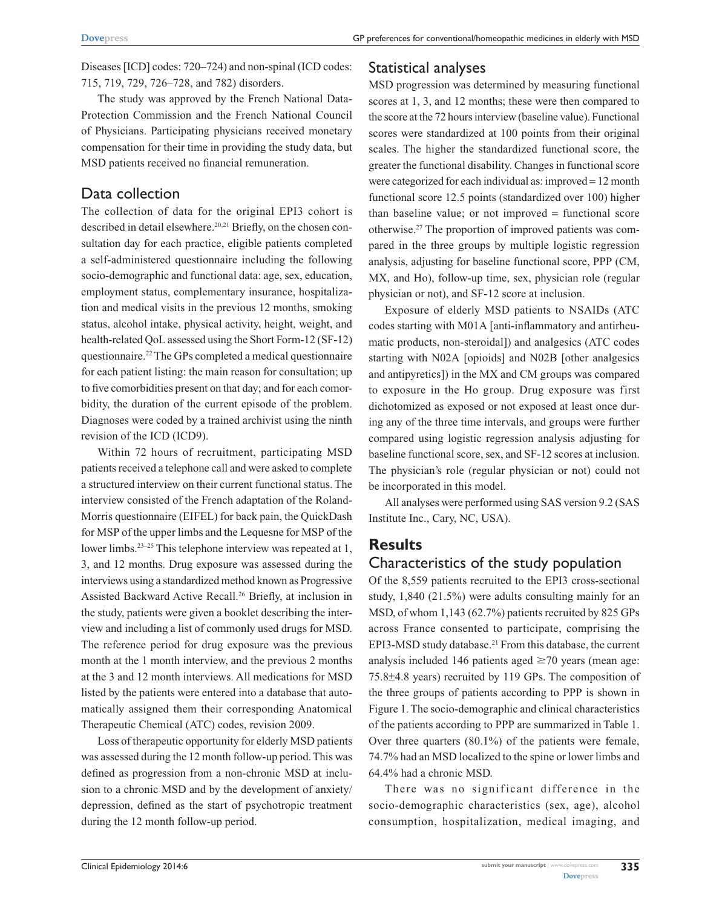Diseases [ICD] codes: 720–724) and non-spinal (ICD codes: 715, 719, 729, 726–728, and 782) disorders.

The study was approved by the French National Data-Protection Commission and the French National Council of Physicians. Participating physicians received monetary compensation for their time in providing the study data, but MSD patients received no financial remuneration.

## Data collection

The collection of data for the original EPI3 cohort is described in detail elsewhere.[20,21] Briefly, on the chosen consultation day for each practice, eligible patients completed a self-administered questionnaire including the following socio-demographic and functional data: age, sex, education, employment status, complementary insurance, hospitalization and medical visits in the previous 12 months, smoking status, alcohol intake, physical activity, height, weight, and health-related QoL assessed using the Short Form-12 (SF-12) questionnaire.[22] The GPs completed a medical questionnaire for each patient listing: the main reason for consultation; up to five comorbidities present on that day; and for each comorbidity, the duration of the current episode of the problem. Diagnoses were coded by a trained archivist using the ninth revision of the ICD (ICD9).

Within 72 hours of recruitment, participating MSD patients received a telephone call and were asked to complete a structured interview on their current functional status. The interview consisted of the French adaptation of the Roland-Morris questionnaire (EIFEL) for back pain, the QuickDash for MSP of the upper limbs and the Lequesne for MSP of the lower limbs.[23–25] This telephone interview was repeated at 1, 3, and 12 months. Drug exposure was assessed during the interviews using a standardized method known as Progressive Assisted Backward Active Recall.[26] Briefly, at inclusion in the study, patients were given a booklet describing the interview and including a list of commonly used drugs for MSD. The reference period for drug exposure was the previous month at the 1 month interview, and the previous 2 months at the 3 and 12 month interviews. All medications for MSD listed by the patients were entered into a database that automatically assigned them their corresponding Anatomical Therapeutic Chemical (ATC) codes, revision 2009.

Loss of therapeutic opportunity for elderly MSD patients was assessed during the 12 month follow-up period. This was defined as progression from a non-chronic MSD at inclusion to a chronic MSD and by the development of anxiety/depression, defined as the start of psychotropic treatment during the 12 month follow-up period.

## Statistical analyses

MSD progression was determined by measuring functional scores at 1, 3, and 12 months; these were then compared to the score at the 72 hours interview (baseline value). Functional scores were standardized at 100 points from their original scales. The higher the standardized functional score, the greater the functional disability. Changes in functional score were categorized for each individual as: improved = 12 month functional score 12.5 points (standardized over 100) higher than baseline value; or not improved = functional score otherwise.[27] The proportion of improved patients was compared in the three groups by multiple logistic regression analysis, adjusting for baseline functional score, PPP (CM, MX, and Ho), follow-up time, sex, physician role (regular physician or not), and SF-12 score at inclusion.

Exposure of elderly MSD patients to NSAIDs (ATC codes starting with M01A [anti-inflammatory and antirheumatic products, non-steroidal]) and analgesics (ATC codes starting with N02A [opioids] and N02B [other analgesics and antipyretics]) in the MX and CM groups was compared to exposure in the Ho group. Drug exposure was first dichotomized as exposed or not exposed at least once during any of the three time intervals, and groups were further compared using logistic regression analysis adjusting for baseline functional score, sex, and SF-12 scores at inclusion. The physician's role (regular physician or not) could not be incorporated in this model.

All analyses were performed using SAS version 9.2 (SAS Institute Inc., Cary, NC, USA).

# Results

## Characteristics of the study population

Of the 8,559 patients recruited to the EPI3 cross-sectional study, 1,840 (21.5%) were adults consulting mainly for an MSD, of whom 1,143 (62.7%) patients recruited by 825 GPs across France consented to participate, comprising the EPI3-MSD study database.[21] From this database, the current analysis included 146 patients aged ≥70 years (mean age: 75.8±4.8 years) recruited by 119 GPs. The composition of the three groups of patients according to PPP is shown in Figure 1. The socio-demographic and clinical characteristics of the patients according to PPP are summarized in Table 1. Over three quarters (80.1%) of the patients were female, 74.7% had an MSD localized to the spine or lower limbs and 64.4% had a chronic MSD.

There was no significant difference in the socio-demographic characteristics (sex, age), alcohol consumption, hospitalization, medical imaging, and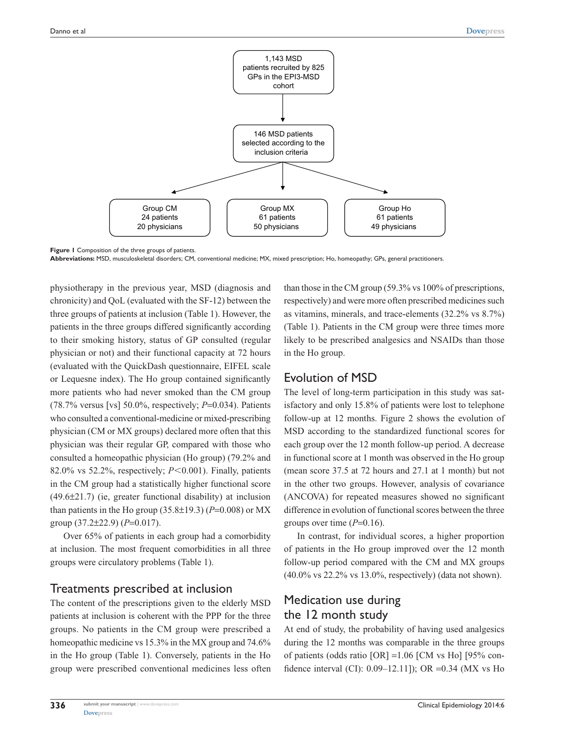Figure 1 Composition of the three groups of patients.

**Abbreviations:** MSD, musculoskeletal disorders; CM, conventional medicine; MX, mixed prescription; Ho, homeopathy; GPs, general practitioners.

physiotherapy in the previous year, MSD (diagnosis and chronicity) and QoL (evaluated with the SF-12) between the three groups of patients at inclusion (Table 1). However, the patients in the three groups differed significantly according to their smoking history, status of GP consulted (regular physician or not) and their functional capacity at 72 hours (evaluated with the QuickDash questionnaire, EIFEL scale or Lequesne index). The Ho group contained significantly more patients who had never smoked than the CM group (78.7% versus [vs] 50.0%, respectively; $P=0.034$). Patients who consulted a conventional-medicine or mixed-prescribing physician (CM or MX groups) declared more often that this physician was their regular GP, compared with those who consulted a homeopathic physician (Ho group) (79.2% and 82.0% vs 52.2%, respectively; $P<0.001$). Finally, patients in the CM group had a statistically higher functional score ($49.6\pm21.7$) (ie, greater functional disability) at inclusion than patients in the Ho group ($35.8\pm19.3$) ($P=0.008$) or MX group ($37.2\pm22.9$) ($P=0.017$).

Over 65% of patients in each group had a comorbidity at inclusion. The most frequent comorbidities in all three groups were circulatory problems (Table 1).

## Treatments prescribed at inclusion

The content of the prescriptions given to the elderly MSD patients at inclusion is coherent with the PPP for the three groups. No patients in the CM group were prescribed a homeopathic medicine vs 15.3% in the MX group and 74.6% in the Ho group (Table 1). Conversely, patients in the Ho group were prescribed conventional medicines less often than those in the CM group (59.3% vs 100% of prescriptions, respectively) and were more often prescribed medicines such as vitamins, minerals, and trace-elements (32.2% vs 8.7%) (Table 1). Patients in the CM group were three times more likely to be prescribed analgesics and NSAIDs than those in the Ho group.

## Evolution of MSD

The level of long-term participation in this study was satisfactory and only 15.8% of patients were lost to telephone follow-up at 12 months. Figure 2 shows the evolution of MSD according to the standardized functional scores for each group over the 12 month follow-up period. A decrease in functional score at 1 month was observed in the Ho group (mean score 37.5 at 72 hours and 27.1 at 1 month) but not in the other two groups. However, analysis of covariance (ANCOVA) for repeated measures showed no significant difference in evolution of functional scores between the three groups over time ($P=0.16$).

In contrast, for individual scores, a higher proportion of patients in the Ho group improved over the 12 month follow-up period compared with the CM and MX groups (40.0% vs 22.2% vs 13.0%, respectively) (data not shown).

## Medication use during the 12 month study

At end of study, the probability of having used analgesics during the 12 months was comparable in the three groups of patients (odds ratio [OR] =1.06 [CM vs Ho] [95% confidence interval (CI): 0.09–12.11]); OR =0.34 (MX vs Ho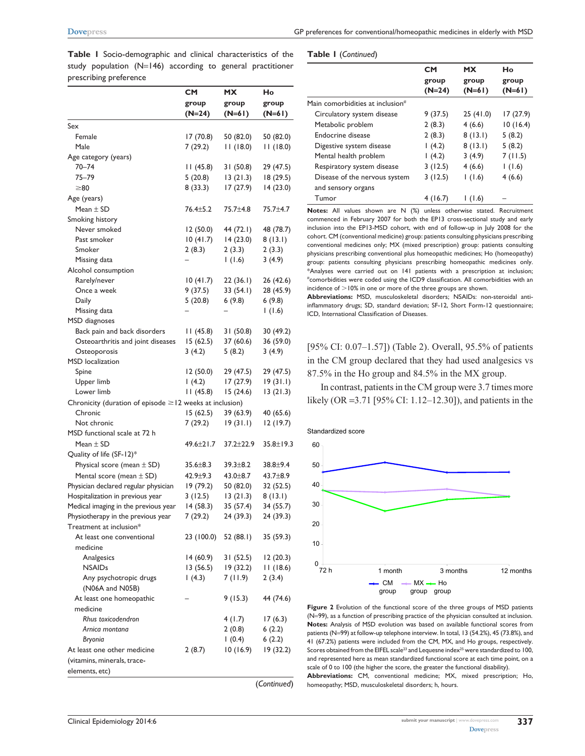**Table 1** Socio-demographic and clinical characteristics of the study population (N=146) according to general practitioner prescribing preference

| | CM group (N=24) | MX group (N=61) | Ho group (N=61) |
|---|---|---|---|
| Sex | | | |
| Female | 17 (70.8) | 50 (82.0) | 50 (82.0) |
| Male | 7 (29.2) | 11 (18.0) | 11 (18.0) |
| Age category (years) | | | |
| 70–74 | 11 (45.8) | 31 (50.8) | 29 (47.5) |
| 75–79 | 5 (20.8) | 13 (21.3) | 18 (29.5) |
| ≥80 | 8 (33.3) | 17 (27.9) | 14 (23.0) |
| Age (years) | | | |
| Mean ± SD | 76.4±5.2 | 75.7±4.8 | 75.7±4.7 |
| Smoking history | | | |
| Never smoked | 12 (50.0) | 44 (72.1) | 48 (78.7) |
| Past smoker | 10 (41.7) | 14 (23.0) | 8 (13.1) |
| Smoker | 2 (8.3) | 2 (3.3) | 2 (3.3) |
| Missing data | – | 1 (1.6) | 3 (4.9) |
| Alcohol consumption | | | |
| Rarely/never | 10 (41.7) | 22 (36.1) | 26 (42.6) |
| Once a week | 9 (37.5) | 33 (54.1) | 28 (45.9) |
| Daily | 5 (20.8) | 6 (9.8) | 6 (9.8) |
| Missing data | – | – | 1 (1.6) |
| MSD diagnoses | | | |
| Back pain and back disorders | 11 (45.8) | 31 (50.8) | 30 (49.2) |
| Osteoarthritis and joint diseases | 15 (62.5) | 37 (60.6) | 36 (59.0) |
| Osteoporosis | 3 (4.2) | 5 (8.2) | 3 (4.9) |
| MSD localization | | | |
| Spine | 12 (50.0) | 29 (47.5) | 29 (47.5) |
| Upper limb | 1 (4.2) | 17 (27.9) | 19 (31.1) |
| Lower limb | 11 (45.8) | 15 (24.6) | 13 (21.3) |
| Chronicity (duration of episode ≥12 weeks at inclusion) | | | |
| Chronic | 15 (62.5) | 39 (63.9) | 40 (65.6) |
| Not chronic | 7 (29.2) | 19 (31.1) | 12 (19.7) |
| MSD functional scale at 72 h | | | |
| Mean ± SD | 49.6±21.7 | 37.2±22.9 | 35.8±19.3 |
| Quality of life (SF-12)* | | | |
| Physical score (mean ± SD) | 35.6±8.3 | 39.3±8.2 | 38.8±9.4 |
| Mental score (mean ± SD) | 42.9±9.3 | 43.0±8.7 | 43.7±8.9 |
| Physician declared regular physician | 19 (79.2) | 50 (82.0) | 32 (52.5) |
| Hospitalization in previous year | 3 (12.5) | 13 (21.3) | 8 (13.1) |
| Medical imaging in the previous year | 14 (58.3) | 35 (57.4) | 34 (55.7) |
| Physiotherapy in the previous year | 7 (29.2) | 24 (39.3) | 24 (39.3) |
| Treatment at inclusion* | | | |
| At least one conventional medicine | 23 (100.0) | 52 (88.1) | 35 (59.3) |
| Analgesics | 14 (60.9) | 31 (52.5) | 12 (20.3) |
| NSAIDs | 13 (56.5) | 19 (32.2) | 11 (18.6) |
| Any psychotropic drugs (N06A and N05B) | 1 (4.3) | 7 (11.9) | 2 (3.4) |
| At least one homeopathic medicine | – | 9 (15.3) | 44 (74.6) |
| *Rhus toxicodendron* | | 4 (1.7) | 17 (6.3) |
| *Arnica montana* | | 2 (0.8) | 6 (2.2) |
| *Bryonia* | | 1 (0.4) | 6 (2.2) |
| At least one other medicine (vitamins, minerals, trace-elements, etc) | 2 (8.7) | 10 (16.9) | 19 (32.2) |
| Main comorbidities at inclusion[#] | | | |
| Circulatory system disease | 9 (37.5) | 25 (41.0) | 17 (27.9) |
| Metabolic problem | 2 (8.3) | 4 (6.6) | 10 (16.4) |
| Endocrine disease | 2 (8.3) | 8 (13.1) | 5 (8.2) |
| Digestive system disease | 1 (4.2) | 8 (13.1) | 5 (8.2) |
| Mental health problem | 1 (4.2) | 3 (4.9) | 7 (11.5) |
| Respiratory system disease | 3 (12.5) | 4 (6.6) | 1 (1.6) |
| Disease of the nervous system and sensory organs | 3 (12.5) | 1 (1.6) | 4 (6.6) |
| Tumor | 4 (16.7) | 1 (1.6) | – |

**Notes:** All values shown are N (%) unless otherwise stated. Recruitment commenced in February 2007 for both the EP13 cross-sectional study and early inclusion into the EP13-MSD cohort, with end of follow-up in July 2008 for the cohort. CM (conventional medicine) group: patients consulting physicians prescribing conventional medicines only; MX (mixed prescription) group: patients consulting physicians prescribing conventional plus homeopathic medicines; Ho (homeopathy) group: patients consulting physicians prescribing homeopathic medicines only. *Analyses were carried out on 141 patients with a prescription at inclusion; [#]comorbidities were coded using the ICD9 classification. All comorbidities with an incidence of >10% in one or more of the three groups are shown.
**Abbreviations:** MSD, musculoskeletal disorders; NSAIDs: non-steroidal anti-inflammatory drugs; SD, standard deviation; SF-12, Short Form-12 questionnaire; ICD, International Classification of Diseases.

[95% CI: 0.07–1.57]) (Table 2). Overall, 95.5% of patients in the CM group declared that they had used analgesics vs 87.5% in the Ho group and 84.5% in the MX group.

In contrast, patients in the CM group were 3.7 times more likely (OR =3.71 [95% CI: 1.12–12.30]), and patients in the

**Figure 2** Evolution of the functional score of the three groups of MSD patients (N=99), as a function of prescribing practice of the physician consulted at inclusion.
**Notes:** Analysis of MSD evolution was based on available functional scores from patients (N=99) at follow-up telephone interview. In total, 13 (54.2%), 45 (73.8%), and 41 (67.2%) patients were included from the CM, MX, and Ho groups, respectively. Scores obtained from the EIFEL scale[23] and Lequesne index[25] were standardized to 100, and represented here as mean standardized functional score at each time point, on a scale of 0 to 100 (the higher the score, the greater the functional disability).
**Abbreviations:** CM, conventional medicine; MX, mixed prescription; Ho, homeopathy; MSD, musculoskeletal disorders; h, hours.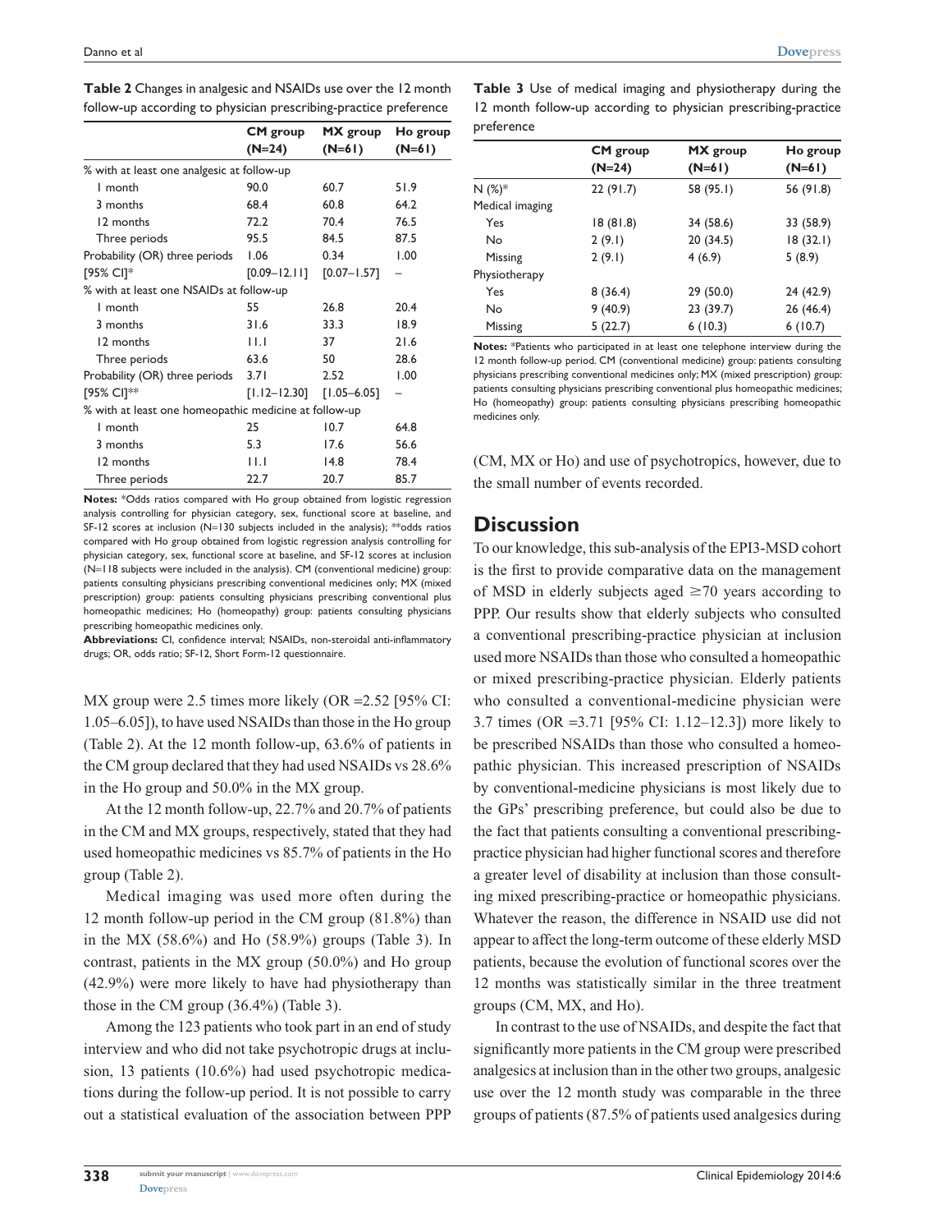**Table 2** Changes in analgesic and NSAIDs use over the 12 month follow-up according to physician prescribing-practice preference

| | CM group (N=24) | MX group (N=61) | Ho group (N=61) |
|---|---|---|---|
| % with at least one analgesic at follow-up | | | |
| 1 month | 90.0 | 60.7 | 51.9 |
| 3 months | 68.4 | 60.8 | 64.2 |
| 12 months | 72.2 | 70.4 | 76.5 |
| Three periods | 95.5 | 84.5 | 87.5 |
| Probability (OR) three periods | 1.06 | 0.34 | 1.00 |
| [95% CI]* | [0.09–12.11] | [0.07–1.57] | – |
| % with at least one NSAIDs at follow-up | | | |
| 1 month | 55 | 26.8 | 20.4 |
| 3 months | 31.6 | 33.3 | 18.9 |
| 12 months | 11.1 | 37 | 21.6 |
| Three periods | 63.6 | 50 | 28.6 |
| Probability (OR) three periods | 3.71 | 2.52 | 1.00 |
| [95% CI]** | [1.12–12.30] | [1.05–6.05] | – |
| % with at least one homeopathic medicine at follow-up | | | |
| 1 month | 25 | 10.7 | 64.8 |
| 3 months | 5.3 | 17.6 | 56.6 |
| 12 months | 11.1 | 14.8 | 78.4 |
| Three periods | 22.7 | 20.7 | 85.7 |

**Notes:** *Odds ratios compared with Ho group obtained from logistic regression analysis controlling for physician category, sex, functional score at baseline, and SF-12 scores at inclusion (N=130 subjects included in the analysis); **odds ratios compared with Ho group obtained from logistic regression analysis controlling for physician category, sex, functional score at baseline, and SF-12 scores at inclusion (N=118 subjects were included in the analysis). CM (conventional medicine) group: patients consulting physicians prescribing conventional medicines only; MX (mixed prescription) group: patients consulting physicians prescribing conventional plus homeopathic medicines; Ho (homeopathy) group: patients consulting physicians prescribing homeopathic medicines only.

**Abbreviations:** CI, confidence interval; NSAIDs, non-steroidal anti-inflammatory drugs; OR, odds ratio; SF-12, Short Form-12 questionnaire.

MX group were 2.5 times more likely (OR =2.52 [95% CI: 1.05–6.05]), to have used NSAIDs than those in the Ho group (Table 2). At the 12 month follow-up, 63.6% of patients in the CM group declared that they had used NSAIDs vs 28.6% in the Ho group and 50.0% in the MX group.

At the 12 month follow-up, 22.7% and 20.7% of patients in the CM and MX groups, respectively, stated that they had used homeopathic medicines vs 85.7% of patients in the Ho group (Table 2).

Medical imaging was used more often during the 12 month follow-up period in the CM group (81.8%) than in the MX (58.6%) and Ho (58.9%) groups (Table 3). In contrast, patients in the MX group (50.0%) and Ho group (42.9%) were more likely to have had physiotherapy than those in the CM group (36.4%) (Table 3).

Among the 123 patients who took part in an end of study interview and who did not take psychotropic drugs at inclusion, 13 patients (10.6%) had used psychotropic medications during the follow-up period. It is not possible to carry out a statistical evaluation of the association between PPP

**Table 3** Use of medical imaging and physiotherapy during the 12 month follow-up according to physician prescribing-practice preference

| | CM group (N=24) | MX group (N=61) | Ho group (N=61) |
|---|---|---|---|
| N (%)* | 22 (91.7) | 58 (95.1) | 56 (91.8) |
| Medical imaging | | | |
| Yes | 18 (81.8) | 34 (58.6) | 33 (58.9) |
| No | 2 (9.1) | 20 (34.5) | 18 (32.1) |
| Missing | 2 (9.1) | 4 (6.9) | 5 (8.9) |
| Physiotherapy | | | |
| Yes | 8 (36.4) | 29 (50.0) | 24 (42.9) |
| No | 9 (40.9) | 23 (39.7) | 26 (46.4) |
| Missing | 5 (22.7) | 6 (10.3) | 6 (10.7) |

**Notes:** *Patients who participated in at least one telephone interview during the 12 month follow-up period. CM (conventional medicine) group: patients consulting physicians prescribing conventional medicines only; MX (mixed prescription) group: patients consulting physicians prescribing conventional plus homeopathic medicines; Ho (homeopathy) group: patients consulting physicians prescribing homeopathic medicines only.

(CM, MX or Ho) and use of psychotropics, however, due to the small number of events recorded.

## Discussion

To our knowledge, this sub-analysis of the EPI3-MSD cohort is the first to provide comparative data on the management of MSD in elderly subjects aged ≥70 years according to PPP. Our results show that elderly subjects who consulted a conventional prescribing-practice physician at inclusion used more NSAIDs than those who consulted a homeopathic or mixed prescribing-practice physician. Elderly patients who consulted a conventional-medicine physician were 3.7 times (OR =3.71 [95% CI: 1.12–12.3]) more likely to be prescribed NSAIDs than those who consulted a homeopathic physician. This increased prescription of NSAIDs by conventional-medicine physicians is most likely due to the GPs' prescribing preference, but could also be due to the fact that patients consulting a conventional prescribing-practice physician had higher functional scores and therefore a greater level of disability at inclusion than those consulting mixed prescribing-practice or homeopathic physicians. Whatever the reason, the difference in NSAID use did not appear to affect the long-term outcome of these elderly MSD patients, because the evolution of functional scores over the 12 months was statistically similar in the three treatment groups (CM, MX, and Ho).

In contrast to the use of NSAIDs, and despite the fact that significantly more patients in the CM group were prescribed analgesics at inclusion than in the other two groups, analgesic use over the 12 month study was comparable in the three groups of patients (87.5% of patients used analgesics during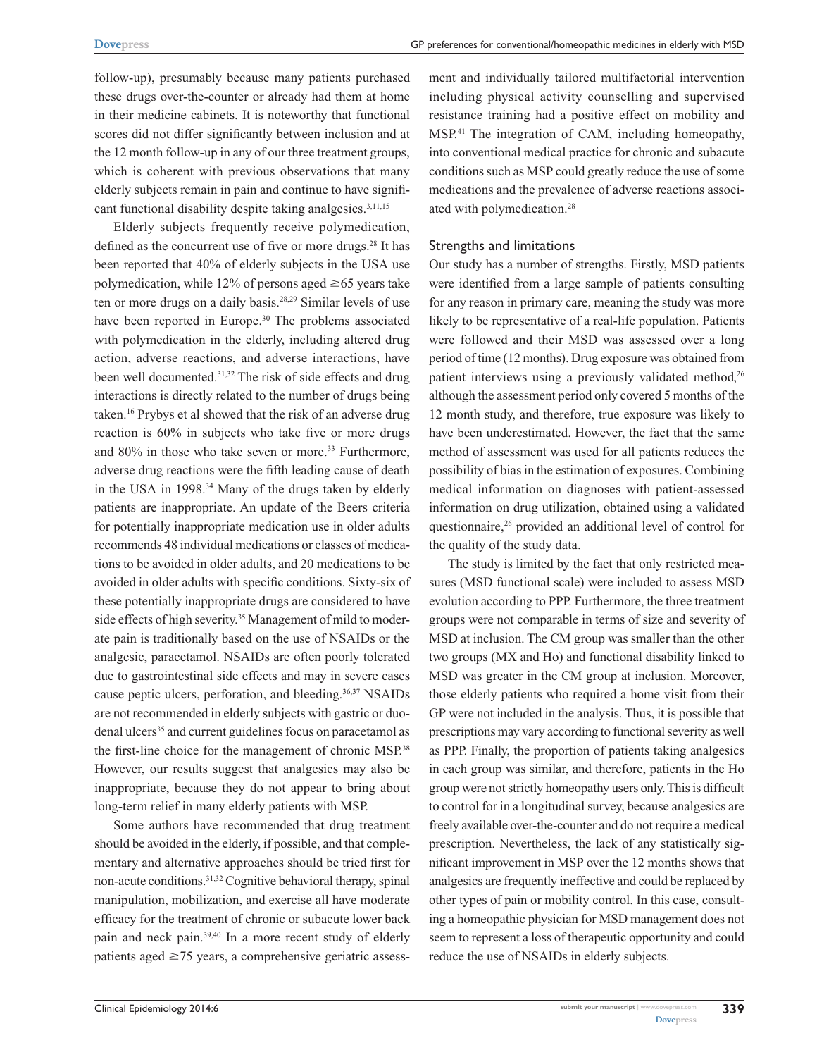follow-up), presumably because many patients purchased these drugs over-the-counter or already had them at home in their medicine cabinets. It is noteworthy that functional scores did not differ significantly between inclusion and at the 12 month follow-up in any of our three treatment groups, which is coherent with previous observations that many elderly subjects remain in pain and continue to have significant functional disability despite taking analgesics.[3,11,15]

Elderly subjects frequently receive polymedication, defined as the concurrent use of five or more drugs.[28] It has been reported that 40% of elderly subjects in the USA use polymedication, while 12% of persons aged ≥65 years take ten or more drugs on a daily basis.[28,29] Similar levels of use have been reported in Europe.[30] The problems associated with polymedication in the elderly, including altered drug action, adverse reactions, and adverse interactions, have been well documented.[31,32] The risk of side effects and drug interactions is directly related to the number of drugs being taken.[16] Prybys et al showed that the risk of an adverse drug reaction is 60% in subjects who take five or more drugs and 80% in those who take seven or more.[33] Furthermore, adverse drug reactions were the fifth leading cause of death in the USA in 1998.[34] Many of the drugs taken by elderly patients are inappropriate. An update of the Beers criteria for potentially inappropriate medication use in older adults recommends 48 individual medications or classes of medications to be avoided in older adults, and 20 medications to be avoided in older adults with specific conditions. Sixty-six of these potentially inappropriate drugs are considered to have side effects of high severity.[35] Management of mild to moderate pain is traditionally based on the use of NSAIDs or the analgesic, paracetamol. NSAIDs are often poorly tolerated due to gastrointestinal side effects and may in severe cases cause peptic ulcers, perforation, and bleeding.[36,37] NSAIDs are not recommended in elderly subjects with gastric or duodenal ulcers[35] and current guidelines focus on paracetamol as the first-line choice for the management of chronic MSP.[38] However, our results suggest that analgesics may also be inappropriate, because they do not appear to bring about long-term relief in many elderly patients with MSP.

Some authors have recommended that drug treatment should be avoided in the elderly, if possible, and that complementary and alternative approaches should be tried first for non-acute conditions.[31,32] Cognitive behavioral therapy, spinal manipulation, mobilization, and exercise all have moderate efficacy for the treatment of chronic or subacute lower back pain and neck pain.[39,40] In a more recent study of elderly patients aged ≥75 years, a comprehensive geriatric assessment and individually tailored multifactorial intervention including physical activity counselling and supervised resistance training had a positive effect on mobility and MSP.[41] The integration of CAM, including homeopathy, into conventional medical practice for chronic and subacute conditions such as MSP could greatly reduce the use of some medications and the prevalence of adverse reactions associated with polymedication.[28]

## Strengths and limitations

Our study has a number of strengths. Firstly, MSD patients were identified from a large sample of patients consulting for any reason in primary care, meaning the study was more likely to be representative of a real-life population. Patients were followed and their MSD was assessed over a long period of time (12 months). Drug exposure was obtained from patient interviews using a previously validated method,[26] although the assessment period only covered 5 months of the 12 month study, and therefore, true exposure was likely to have been underestimated. However, the fact that the same method of assessment was used for all patients reduces the possibility of bias in the estimation of exposures. Combining medical information on diagnoses with patient-assessed information on drug utilization, obtained using a validated questionnaire,[26] provided an additional level of control for the quality of the study data.

The study is limited by the fact that only restricted measures (MSD functional scale) were included to assess MSD evolution according to PPP. Furthermore, the three treatment groups were not comparable in terms of size and severity of MSD at inclusion. The CM group was smaller than the other two groups (MX and Ho) and functional disability linked to MSD was greater in the CM group at inclusion. Moreover, those elderly patients who required a home visit from their GP were not included in the analysis. Thus, it is possible that prescriptions may vary according to functional severity as well as PPP. Finally, the proportion of patients taking analgesics in each group was similar, and therefore, patients in the Ho group were not strictly homeopathy users only. This is difficult to control for in a longitudinal survey, because analgesics are freely available over-the-counter and do not require a medical prescription. Nevertheless, the lack of any statistically significant improvement in MSP over the 12 months shows that analgesics are frequently ineffective and could be replaced by other types of pain or mobility control. In this case, consulting a homeopathic physician for MSD management does not seem to represent a loss of therapeutic opportunity and could reduce the use of NSAIDs in elderly subjects.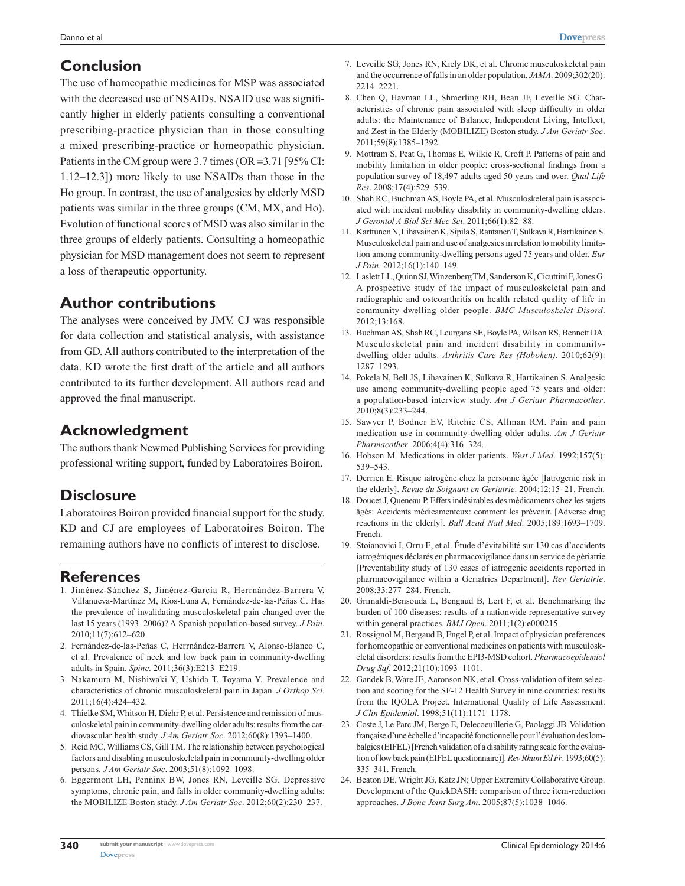## Conclusion

The use of homeopathic medicines for MSP was associated with the decreased use of NSAIDs. NSAID use was significantly higher in elderly patients consulting a conventional prescribing-practice physician than in those consulting a mixed prescribing-practice or homeopathic physician. Patients in the CM group were 3.7 times (OR =3.71 [95% CI: 1.12–12.3]) more likely to use NSAIDs than those in the Ho group. In contrast, the use of analgesics by elderly MSD patients was similar in the three groups (CM, MX, and Ho). Evolution of functional scores of MSD was also similar in the three groups of elderly patients. Consulting a homeopathic physician for MSD management does not seem to represent a loss of therapeutic opportunity.

## Author contributions

The analyses were conceived by JMV. CJ was responsible for data collection and statistical analysis, with assistance from GD. All authors contributed to the interpretation of the data. KD wrote the first draft of the article and all authors contributed to its further development. All authors read and approved the final manuscript.

## Acknowledgment

The authors thank Newmed Publishing Services for providing professional writing support, funded by Laboratoires Boiron.

## Disclosure

Laboratoires Boiron provided financial support for the study. KD and CJ are employees of Laboratoires Boiron. The remaining authors have no conflicts of interest to disclose.

## References

1. Jiménez-Sánchez S, Jiménez-García R, Herrnández-Barrera V, Villanueva-Martínez M, Ríos-Luna A, Fernández-de-las-Peñas C. Has the prevalence of invalidating musculoskeletal pain changed over the last 15 years (1993–2006)? A Spanish population-based survey. *J Pain*. 2010;11(7):612–620.
2. Fernández-de-las-Peñas C, Herrnández-Barrera V, Alonso-Blanco C, et al. Prevalence of neck and low back pain in community-dwelling adults in Spain. *Spine*. 2011;36(3):E213–E219.
3. Nakamura M, Nishiwaki Y, Ushida T, Toyama Y. Prevalence and characteristics of chronic musculoskeletal pain in Japan. *J Orthop Sci*. 2011;16(4):424–432.
4. Thielke SM, Whitson H, Diehr P, et al. Persistence and remission of musculoskeletal pain in community-dwelling older adults: results from the cardiovascular health study. *J Am Geriatr Soc*. 2012;60(8):1393–1400.
5. Reid MC, Williams CS, Gill TM. The relationship between psychological factors and disabling musculoskeletal pain in community-dwelling older persons. *J Am Geriatr Soc*. 2003;51(8):1092–1098.
6. Eggermont LH, Penninx BW, Jones RN, Leveille SG. Depressive symptoms, chronic pain, and falls in older community-dwelling adults: the MOBILIZE Boston study. *J Am Geriatr Soc*. 2012;60(2):230–237.
7. Leveille SG, Jones RN, Kiely DK, et al. Chronic musculoskeletal pain and the occurrence of falls in an older population. *JAMA*. 2009;302(20): 2214–2221.
8. Chen Q, Hayman LL, Shmerling RH, Bean JF, Leveille SG. Characteristics of chronic pain associated with sleep difficulty in older adults: the Maintenance of Balance, Independent Living, Intellect, and Zest in the Elderly (MOBILIZE) Boston study. *J Am Geriatr Soc*. 2011;59(8):1385–1392.
9. Mottram S, Peat G, Thomas E, Wilkie R, Croft P. Patterns of pain and mobility limitation in older people: cross-sectional findings from a population survey of 18,497 adults aged 50 years and over. *Qual Life Res*. 2008;17(4):529–539.
10. Shah RC, Buchman AS, Boyle PA, et al. Musculoskeletal pain is associated with incident mobility disability in community-dwelling elders. *J Gerontol A Biol Sci Mec Sci*. 2011;66(1):82–88.
11. Karttunen N, Lihavainen K, Sipila S, Rantanen T, Sulkava R, Hartikainen S. Musculoskeletal pain and use of analgesics in relation to mobility limitation among community-dwelling persons aged 75 years and older. *Eur J Pain*. 2012;16(1):140–149.
12. Laslett LL, Quinn SJ, Winzenberg TM, Sanderson K, Cicuttini F, Jones G. A prospective study of the impact of musculoskeletal pain and radiographic and osteoarthritis on health related quality of life in community dwelling older people. *BMC Musculoskelet Disord*. 2012;13:168.
13. Buchman AS, Shah RC, Leurgans SE, Boyle PA, Wilson RS, Bennett DA. Musculoskeletal pain and incident disability in community-dwelling older adults. *Arthritis Care Res (Hoboken)*. 2010;62(9): 1287–1293.
14. Pokela N, Bell JS, Lihavainen K, Sulkava R, Hartikainen S. Analgesic use among community-dwelling people aged 75 years and older: a population-based interview study. *Am J Geriatr Pharmacother*. 2010;8(3):233–244.
15. Sawyer P, Bodner EV, Ritchie CS, Allman RM. Pain and pain medication use in community-dwelling older adults. *Am J Geriatr Pharmacother*. 2006;4(4):316–324.
16. Hobson M. Medications in older patients. *West J Med*. 1992;157(5): 539–543.
17. Derrien E. Risque iatrogène chez la personne âgée [Iatrogenic risk in the elderly]. *Revue du Soignant en Geriatrie*. 2004;12:15–21. French.
18. Doucet J, Queneau P. Effets indésirables des médicaments chez les sujets âgés: Accidents médicamenteux: comment les prévenir. [Adverse drug reactions in the elderly]. *Bull Acad Natl Med*. 2005;189:1693–1709. French.
19. Stoianovici I, Orru E, et al. Étude d'évitabilité sur 130 cas d'accidents iatrogéniques déclarés en pharmacovigilance dans un service de gériatrie [Preventability study of 130 cases of iatrogenic accidents reported in pharmacovigilance within a Geriatrics Department]. *Rev Geriatrie*. 2008;33:277–284. French.
20. Grimaldi-Bensouda L, Bengaud B, Lert F, et al. Benchmarking the burden of 100 diseases: results of a nationwide representative survey within general practices. *BMJ Open*. 2011;1(2):e000215.
21. Rossignol M, Bergaud B, Engel P, et al. Impact of physician preferences for homeopathic or conventional medicines on patients with musculoskeletal disorders: results from the EPI3-MSD cohort. *Pharmacoepidemiol Drug Saf*. 2012;21(10):1093–1101.
22. Gandek B, Ware JE, Aaronson NK, et al. Cross-validation of item selection and scoring for the SF-12 Health Survey in nine countries: results from the IQOLA Project. International Quality of Life Assessment. *J Clin Epidemiol*. 1998;51(11):1171–1178.
23. Coste J, Le Parc JM, Berge E, Delecoeuillerie G, Paolaggi JB. Validation française d'une échelle d'incapacité fonctionnelle pour l'évaluation des lombalgies (EIFEL) [French validation of a disability rating scale for the evaluation of low back pain (EIFEL questionnaire)]. *Rev Rhum Ed Fr*. 1993;60(5): 335–341. French.
24. Beaton DE, Wright JG, Katz JN; Upper Extremity Collaborative Group. Development of the QuickDASH: comparison of three item-reduction approaches. *J Bone Joint Surg Am*. 2005;87(5):1038–1046.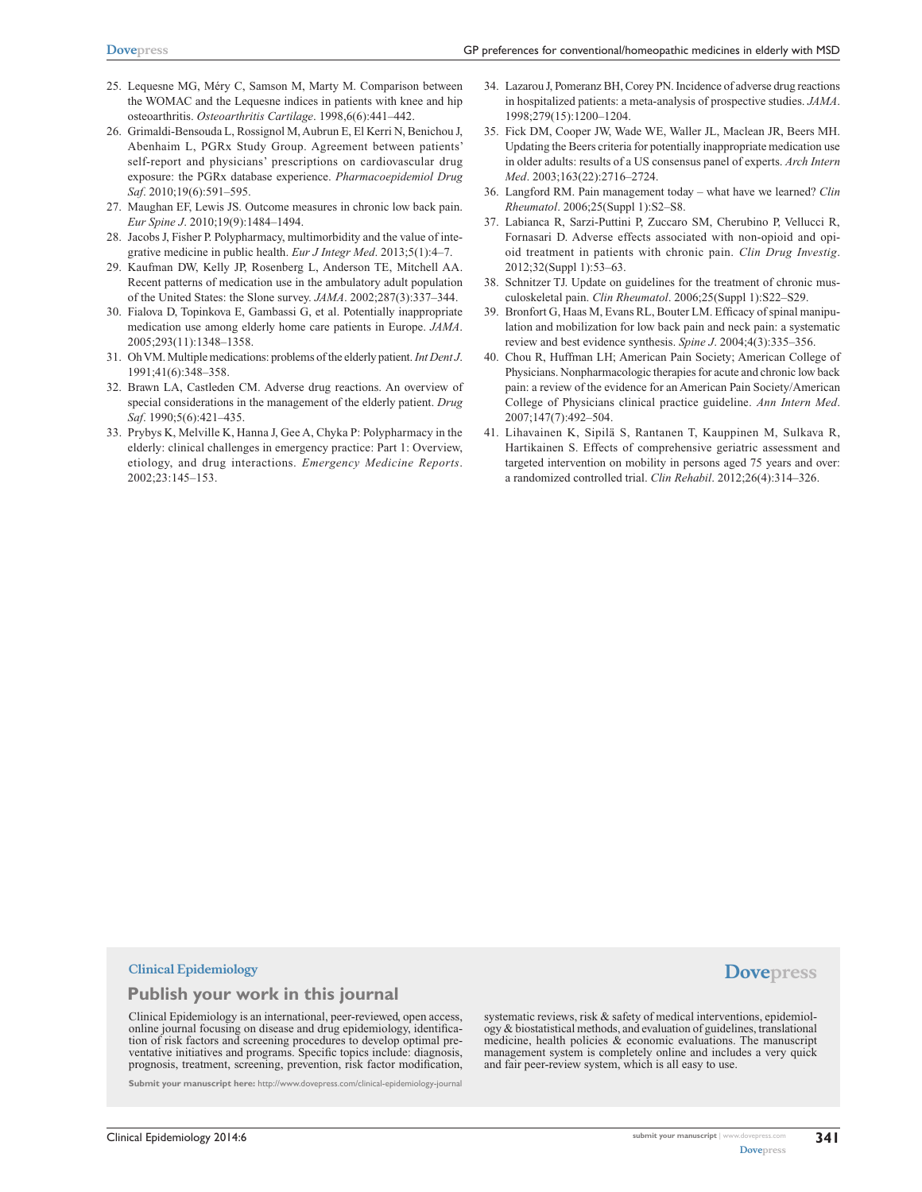25. Lequesne MG, Méry C, Samson M, Marty M. Comparison between the WOMAC and the Lequesne indices in patients with knee and hip osteoarthritis. *Osteoarthritis Cartilage*. 1998,6(6):441–442.
26. Grimaldi-Bensouda L, Rossignol M, Aubrun E, El Kerri N, Benichou J, Abenhaim L, PGRx Study Group. Agreement between patients' self-report and physicians' prescriptions on cardiovascular drug exposure: the PGRx database experience. *Pharmacoepidemiol Drug Saf*. 2010;19(6):591–595.
27. Maughan EF, Lewis JS. Outcome measures in chronic low back pain. *Eur Spine J*. 2010;19(9):1484–1494.
28. Jacobs J, Fisher P. Polypharmacy, multimorbidity and the value of integrative medicine in public health. *Eur J Integr Med*. 2013;5(1):4–7.
29. Kaufman DW, Kelly JP, Rosenberg L, Anderson TE, Mitchell AA. Recent patterns of medication use in the ambulatory adult population of the United States: the Slone survey. *JAMA*. 2002;287(3):337–344.
30. Fialova D, Topinkova E, Gambassi G, et al. Potentially inappropriate medication use among elderly home care patients in Europe. *JAMA*. 2005;293(11):1348–1358.
31. Oh VM. Multiple medications: problems of the elderly patient. *Int Dent J*. 1991;41(6):348–358.
32. Brawn LA, Castleden CM. Adverse drug reactions. An overview of special considerations in the management of the elderly patient. *Drug Saf*. 1990;5(6):421–435.
33. Prybys K, Melville K, Hanna J, Gee A, Chyka P: Polypharmacy in the elderly: clinical challenges in emergency practice: Part 1: Overview, etiology, and drug interactions. *Emergency Medicine Reports*. 2002;23:145–153.
34. Lazarou J, Pomeranz BH, Corey PN. Incidence of adverse drug reactions in hospitalized patients: a meta-analysis of prospective studies. *JAMA*. 1998;279(15):1200–1204.
35. Fick DM, Cooper JW, Wade WE, Waller JL, Maclean JR, Beers MH. Updating the Beers criteria for potentially inappropriate medication use in older adults: results of a US consensus panel of experts. *Arch Intern Med*. 2003;163(22):2716–2724.
36. Langford RM. Pain management today – what have we learned? *Clin Rheumatol*. 2006;25(Suppl 1):S2–S8.
37. Labianca R, Sarzi-Puttini P, Zuccaro SM, Cherubino P, Vellucci R, Fornasari D. Adverse effects associated with non-opioid and opioid treatment in patients with chronic pain. *Clin Drug Investig*. 2012;32(Suppl 1):53–63.
38. Schnitzer TJ. Update on guidelines for the treatment of chronic musculoskeletal pain. *Clin Rheumatol*. 2006;25(Suppl 1):S22–S29.
39. Bronfort G, Haas M, Evans RL, Bouter LM. Efficacy of spinal manipulation and mobilization for low back pain and neck pain: a systematic review and best evidence synthesis. *Spine J*. 2004;4(3):335–356.
40. Chou R, Huffman LH; American Pain Society; American College of Physicians. Nonpharmacologic therapies for acute and chronic low back pain: a review of the evidence for an American Pain Society/American College of Physicians clinical practice guideline. *Ann Intern Med*. 2007;147(7):492–504.
41. Lihavainen K, Sipilä S, Rantanen T, Kauppinen M, Sulkava R, Hartikainen S. Effects of comprehensive geriatric assessment and targeted intervention on mobility in persons aged 75 years and over: a randomized controlled trial. *Clin Rehabil*. 2012;26(4):314–326.

**Clinical Epidemiology**

## Publish your work in this journal

Clinical Epidemiology is an international, peer-reviewed, open access, online journal focusing on disease and drug epidemiology, identification of risk factors and screening procedures to develop optimal preventative initiatives and programs. Specific topics include: diagnosis, prognosis, treatment, screening, prevention, risk factor modification, systematic reviews, risk & safety of medical interventions, epidemiology & biostatistical methods, and evaluation of guidelines, translational medicine, health policies & economic evaluations. The manuscript management system is completely online and includes a very quick and fair peer-review system, which is all easy to use.

**Submit your manuscript here:** http://www.dovepress.com/clinical-epidemiology-journal